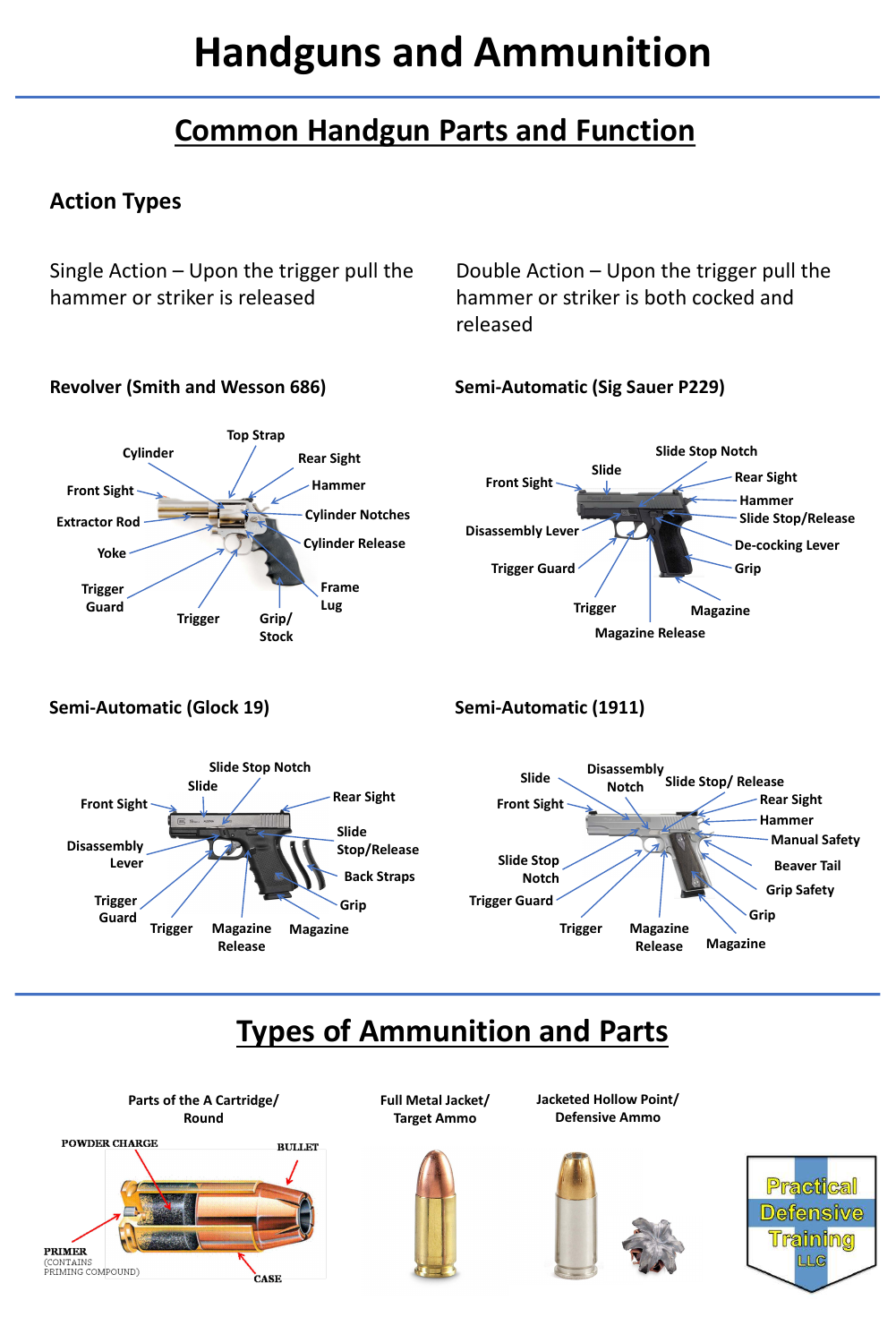# Handguns and Ammunition

## Common Handgun Parts and Function

### Action Types

Single Action – Upon the trigger pull the hammer or striker is released

Double Action – Upon the trigger pull the hammer or striker is both cocked and released

### Revolver (Smith and Wesson 686)

Top Strap, Cylinder, Rear Sight, Hammer, Front Sight, Cylinder Notches, Extractor Rod, Cylinder Release, Yoke, Trigger Guard, Frame Lug, Trigger, Grip/ Stock

### Semi-Automatic (Sig Sauer P229)

Slide Stop Notch, Slide, Front Sight, Rear Sight, Hammer, Slide Stop/Release, Disassembly Lever, De-cocking Lever, Trigger Guard, Grip, Trigger, Magazine, Magazine Release

### Semi-Automatic (Glock 19)

Slide Stop Notch, Slide, Front Sight, Rear Sight, Slide Stop/Release, Disassembly Lever, Back Straps, Trigger Guard, Grip, Trigger, Magazine Release, Magazine

### Semi-Automatic (1911)

Slide, Disassembly Notch, Slide Stop/ Release, Front Sight, Rear Sight, Hammer, Manual Safety, Slide Stop Notch, Beaver Tail, Grip Safety, Trigger Guard, Grip, Trigger, Magazine Release, Magazine

## Types of Ammunition and Parts

Parts of the A Cartridge/ Round

POWDER CHARGE, BULLET, PRIMER (CONTAINS PRIMING COMPOUND), CASE

Full Metal Jacket/ Target Ammo

Jacketed Hollow Point/ Defensive Ammo

Practical Defensive Training LLC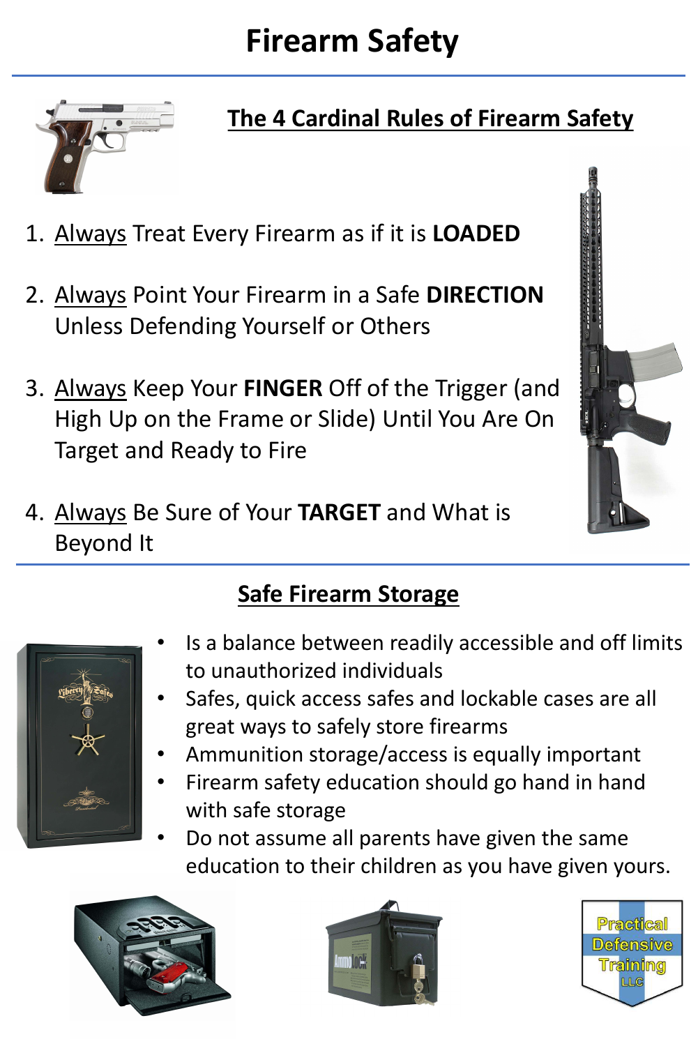# Firearm Safety

## The 4 Cardinal Rules of Firearm Safety

1. Always Treat Every Firearm as if it is **LOADED**
2. Always Point Your Firearm in a Safe **DIRECTION** Unless Defending Yourself or Others
3. Always Keep Your **FINGER** Off of the Trigger (and High Up on the Frame or Slide) Until You Are On Target and Ready to Fire
4. Always Be Sure of Your **TARGET** and What is Beyond It

## Safe Firearm Storage

- Is a balance between readily accessible and off limits to unauthorized individuals
- Safes, quick access safes and lockable cases are all great ways to safely store firearms
- Ammunition storage/access is equally important
- Firearm safety education should go hand in hand with safe storage
- Do not assume all parents have given the same education to their children as you have given yours.

Practical Defensive Training LLC